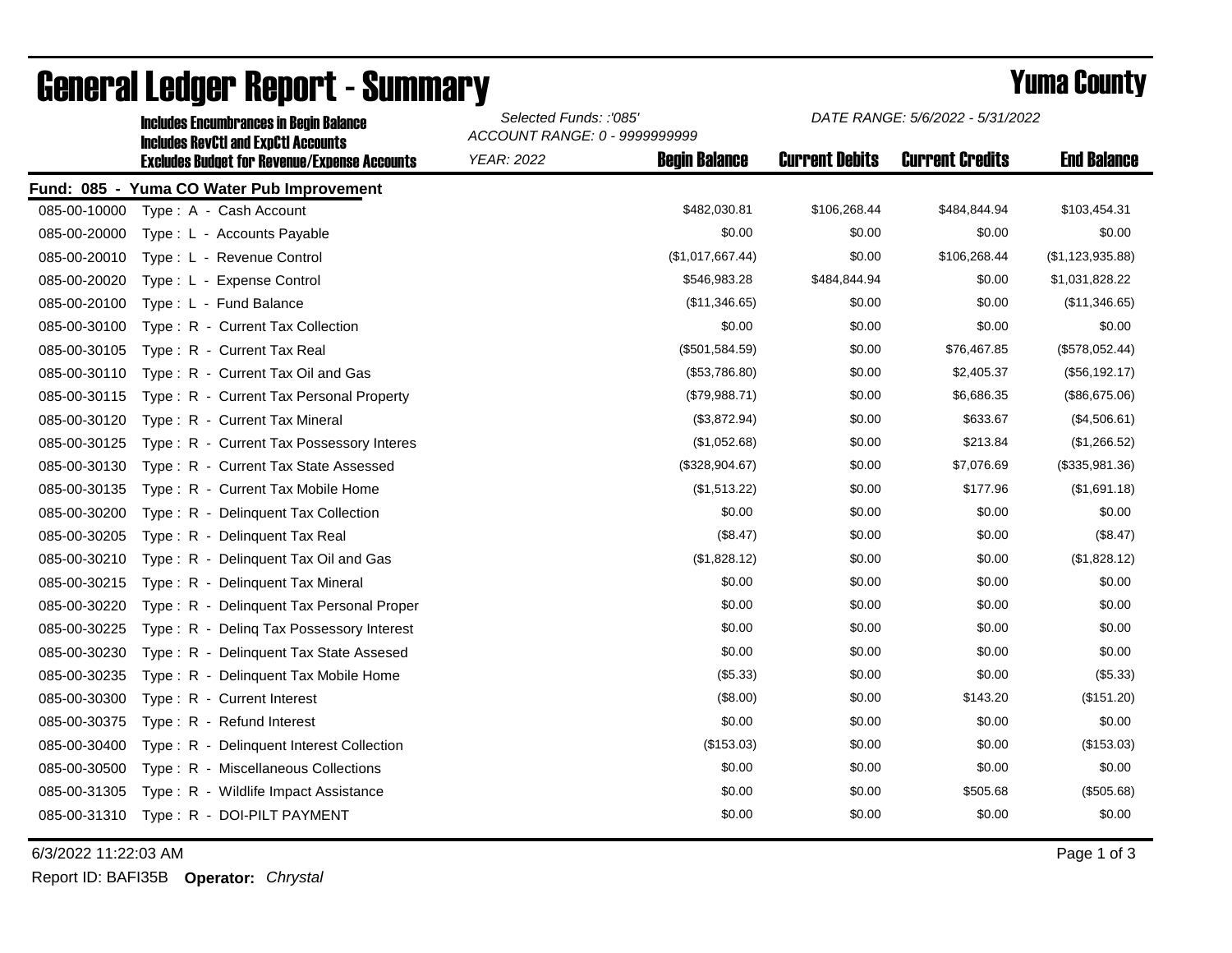# General Ledger Report - Summary

## Yuma County

**Includes Encumbrances in Begin Balance**
**Includes RevCtl and ExpCtl Accounts**
**Excludes Budget for Revenue/Expense Accounts**

*Selected Funds: :'085'*
*ACCOUNT RANGE: 0 - 9999999999*
*YEAR: 2022*

*DATE RANGE: 5/6/2022 - 5/31/2022*

**Fund: 085 - Yuma CO Water Pub Improvement**

| Account | Description | Begin Balance | Current Debits | Current Credits | End Balance |
|---|---|---|---|---|---|
| 085-00-10000 | Type : A - Cash Account | $482,030.81 | $106,268.44 | $484,844.94 | $103,454.31 |
| 085-00-20000 | Type : L - Accounts Payable | $0.00 | $0.00 | $0.00 | $0.00 |
| 085-00-20010 | Type : L - Revenue Control | ($1,017,667.44) | $0.00 | $106,268.44 | ($1,123,935.88) |
| 085-00-20020 | Type : L - Expense Control | $546,983.28 | $484,844.94 | $0.00 | $1,031,828.22 |
| 085-00-20100 | Type : L - Fund Balance | ($11,346.65) | $0.00 | $0.00 | ($11,346.65) |
| 085-00-30100 | Type : R - Current Tax Collection | $0.00 | $0.00 | $0.00 | $0.00 |
| 085-00-30105 | Type : R - Current Tax Real | ($501,584.59) | $0.00 | $76,467.85 | ($578,052.44) |
| 085-00-30110 | Type : R - Current Tax Oil and Gas | ($53,786.80) | $0.00 | $2,405.37 | ($56,192.17) |
| 085-00-30115 | Type : R - Current Tax Personal Property | ($79,988.71) | $0.00 | $6,686.35 | ($86,675.06) |
| 085-00-30120 | Type : R - Current Tax Mineral | ($3,872.94) | $0.00 | $633.67 | ($4,506.61) |
| 085-00-30125 | Type : R - Current Tax Possessory Interes | ($1,052.68) | $0.00 | $213.84 | ($1,266.52) |
| 085-00-30130 | Type : R - Current Tax State Assessed | ($328,904.67) | $0.00 | $7,076.69 | ($335,981.36) |
| 085-00-30135 | Type : R - Current Tax Mobile Home | ($1,513.22) | $0.00 | $177.96 | ($1,691.18) |
| 085-00-30200 | Type : R - Delinquent Tax Collection | $0.00 | $0.00 | $0.00 | $0.00 |
| 085-00-30205 | Type : R - Delinquent Tax Real | ($8.47) | $0.00 | $0.00 | ($8.47) |
| 085-00-30210 | Type : R - Delinquent Tax Oil and Gas | ($1,828.12) | $0.00 | $0.00 | ($1,828.12) |
| 085-00-30215 | Type : R - Delinquent Tax Mineral | $0.00 | $0.00 | $0.00 | $0.00 |
| 085-00-30220 | Type : R - Delinquent Tax Personal Proper | $0.00 | $0.00 | $0.00 | $0.00 |
| 085-00-30225 | Type : R - Delinq Tax Possessory Interest | $0.00 | $0.00 | $0.00 | $0.00 |
| 085-00-30230 | Type : R - Delinquent Tax State Assesed | $0.00 | $0.00 | $0.00 | $0.00 |
| 085-00-30235 | Type : R - Delinquent Tax Mobile Home | ($5.33) | $0.00 | $0.00 | ($5.33) |
| 085-00-30300 | Type : R - Current Interest | ($8.00) | $0.00 | $143.20 | ($151.20) |
| 085-00-30375 | Type : R - Refund Interest | $0.00 | $0.00 | $0.00 | $0.00 |
| 085-00-30400 | Type : R - Delinquent Interest Collection | ($153.03) | $0.00 | $0.00 | ($153.03) |
| 085-00-30500 | Type : R - Miscellaneous Collections | $0.00 | $0.00 | $0.00 | $0.00 |
| 085-00-31305 | Type : R - Wildlife Impact Assistance | $0.00 | $0.00 | $505.68 | ($505.68) |
| 085-00-31310 | Type : R - DOI-PILT PAYMENT | $0.00 | $0.00 | $0.00 | $0.00 |

6/3/2022 11:22:03 AM

Report ID: BAFI35B **Operator:** *Chrystal*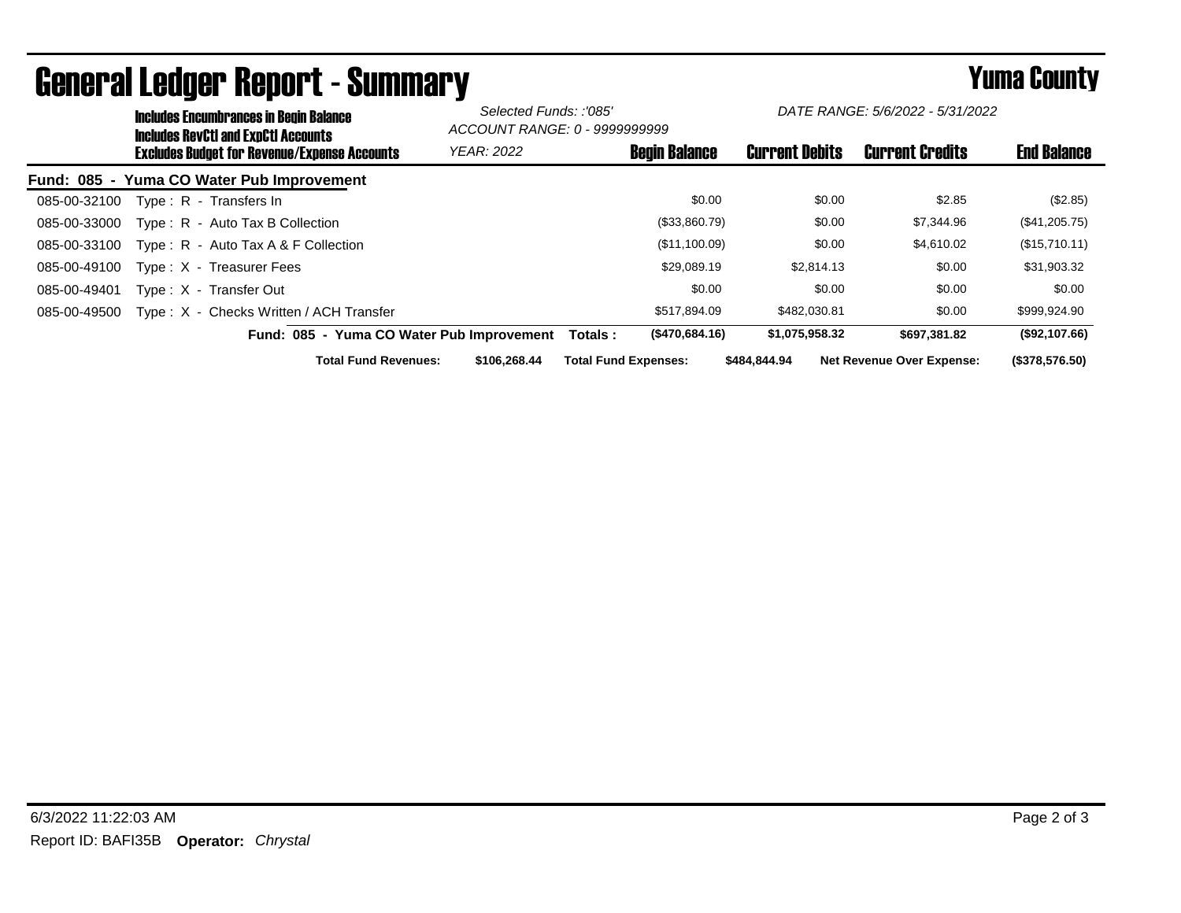# General Ledger Report - Summary

## Yuma County

**Includes Encumbrances in Begin Balance**
**Includes RevCtl and ExpCtl Accounts**
**Excludes Budget for Revenue/Expense Accounts**

*Selected Funds: :'085'*
*ACCOUNT RANGE: 0 - 9999999999*
*YEAR: 2022*

*DATE RANGE: 5/6/2022 - 5/31/2022*

| Account | Description | Begin Balance | Current Debits | Current Credits | End Balance |
|---|---|---|---|---|---|
| **Fund: 085 - Yuma CO Water Pub Improvement** | | | | | |
| 085-00-32100 | Type : R - Transfers In | $0.00 | $0.00 | $2.85 | ($2.85) |
| 085-00-33000 | Type : R - Auto Tax B Collection | ($33,860.79) | $0.00 | $7,344.96 | ($41,205.75) |
| 085-00-33100 | Type : R - Auto Tax A & F Collection | ($11,100.09) | $0.00 | $4,610.02 | ($15,710.11) |
| 085-00-49100 | Type : X - Treasurer Fees | $29,089.19 | $2,814.13 | $0.00 | $31,903.32 |
| 085-00-49401 | Type : X - Transfer Out | $0.00 | $0.00 | $0.00 | $0.00 |
| 085-00-49500 | Type : X - Checks Written / ACH Transfer | $517,894.09 | $482,030.81 | $0.00 | $999,924.90 |
| | **Fund: 085 - Yuma CO Water Pub Improvement Totals :** | **($470,684.16)** | **$1,075,958.32** | **$697,381.82** | **($92,107.66)** |

**Total Fund Revenues:** **$106,268.44** **Total Fund Expenses:** **$484,844.94** **Net Revenue Over Expense:** **($378,576.50)**

6/3/2022 11:22:03 AM

Report ID: BAFI35B **Operator:** *Chrystal*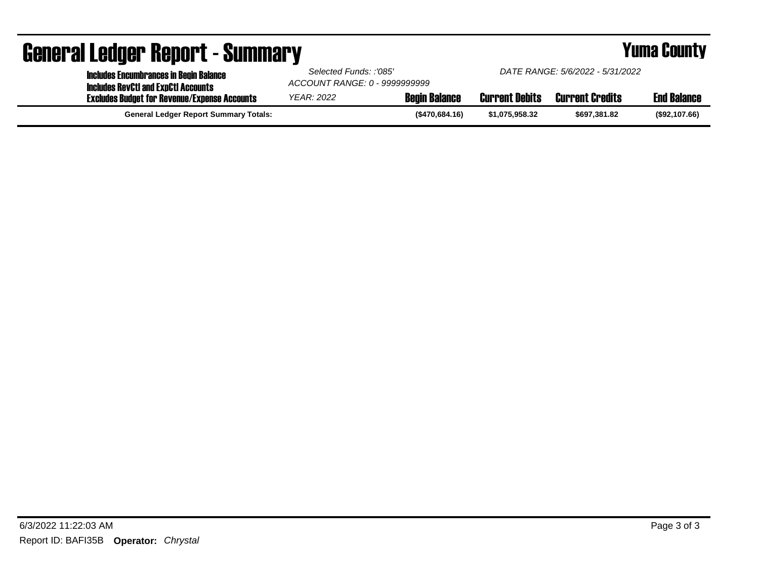# General Ledger Report - Summary

**Yuma County**

**Includes Encumbrances in Begin Balance**
**Includes RevCtl and ExpCtl Accounts**
**Excludes Budget for Revenue/Expense Accounts**

*Selected Funds: :'085'*
*ACCOUNT RANGE: 0 - 9999999999*
*YEAR: 2022*

*DATE RANGE: 5/6/2022 - 5/31/2022*

| | Begin Balance | Current Debits | Current Credits | End Balance |
|---|---|---|---|---|
| **General Ledger Report Summary Totals:** | **($470,684.16)** | **$1,075,958.32** | **$697,381.82** | **($92,107.66)** |

6/3/2022 11:22:03 AM

Report ID: BAFI35B **Operator:** *Chrystal*